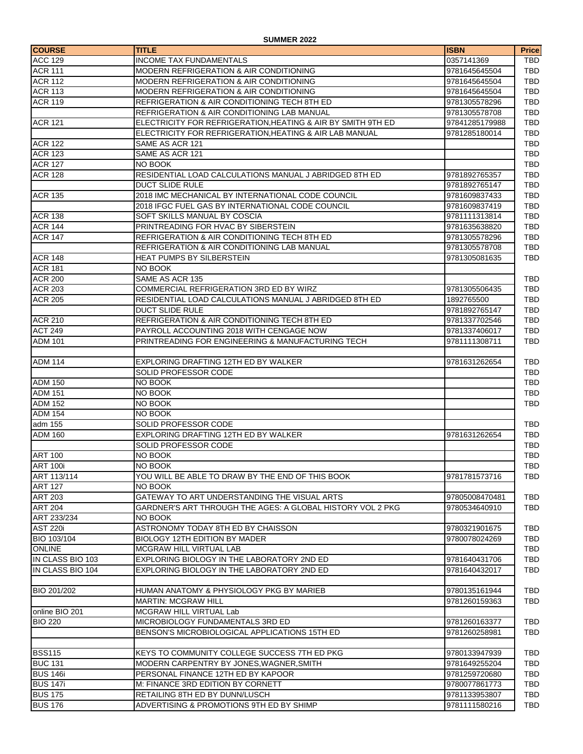**SUMMER 2022**

| COURSE | TITLE | ISBN | Price |
|---|---|---|---|
| ACC 129 | INCOME TAX FUNDAMENTALS | 0357141369 | TBD |
| ACR 111 | MODERN REFRIGERATION & AIR CONDITIONING | 9781645645504 | TBD |
| ACR 112 | MODERN REFRIGERATION & AIR CONDITIONING | 9781645645504 | TBD |
| ACR 113 | MODERN REFRIGERATION & AIR CONDITIONING | 9781645645504 | TBD |
| ACR 119 | REFRIGERATION & AIR CONDITIONING TECH 8TH ED | 9781305578296 | TBD |
| | REFRIGERATION & AIR CONDITIONING LAB MANUAL | 9781305578708 | TBD |
| ACR 121 | ELECTRICITY FOR REFRIGERATION,HEATING & AIR BY SMITH 9TH ED | 97841285179988 | TBD |
| | ELECTRICITY FOR REFRIGERATION,HEATING & AIR LAB MANUAL | 9781285180014 | TBD |
| ACR 122 | SAME AS ACR 121 | | TBD |
| ACR 123 | SAME AS ACR 121 | | TBD |
| ACR 127 | NO BOOK | | TBD |
| ACR 128 | RESIDENTIAL LOAD CALCULATIONS MANUAL J ABRIDGED 8TH ED | 9781892765357 | TBD |
| | DUCT SLIDE RULE | 9781892765147 | TBD |
| ACR 135 | 2018 IMC MECHANICAL BY INTERNATIONAL CODE COUNCIL | 9781609837433 | TBD |
| | 2018 IFGC FUEL GAS BY INTERNATIONAL CODE COUNCIL | 9781609837419 | TBD |
| ACR 138 | SOFT SKILLS MANUAL BY COSCIA | 9781111313814 | TBD |
| ACR 144 | PRINTREADING FOR HVAC BY SIBERSTEIN | 9781635638820 | TBD |
| ACR 147 | REFRIGERATION & AIR CONDITIONING TECH 8TH ED | 9781305578296 | TBD |
| | REFRIGERATION & AIR CONDITIONING LAB MANUAL | 9781305578708 | TBD |
| ACR 148 | HEAT PUMPS BY SILBERSTEIN | 9781305081635 | TBD |
| ACR 181 | NO BOOK | | |
| ACR 200 | SAME AS ACR 135 | | TBD |
| ACR 203 | COMMERCIAL REFRIGERATION 3RD ED BY WIRZ | 9781305506435 | TBD |
| ACR 205 | RESIDENTIAL LOAD CALCULATIONS MANUAL J ABRIDGED 8TH ED | 1892765500 | TBD |
| | DUCT SLIDE RULE | 9781892765147 | TBD |
| ACR 210 | REFRIGERATION & AIR CONDITIONING TECH 8TH ED | 9781337702546 | TBD |
| ACT 249 | PAYROLL ACCOUNTING 2018 WITH CENGAGE NOW | 9781337406017 | TBD |
| ADM 101 | PRINTREADING FOR ENGINEERING & MANUFACTURING TECH | 9781111308711 | TBD |
| | | | |
| ADM 114 | EXPLORING DRAFTING 12TH ED BY WALKER | 9781631262654 | TBD |
| | SOLID PROFESSOR CODE | | TBD |
| ADM 150 | NO BOOK | | TBD |
| ADM 151 | NO BOOK | | TBD |
| ADM 152 | NO BOOK | | TBD |
| ADM 154 | NO BOOK | | |
| adm 155 | SOLID PROFESSOR CODE | | TBD |
| ADM 160 | EXPLORING DRAFTING 12TH ED BY WALKER | 9781631262654 | TBD |
| | SOLID PROFESSOR CODE | | TBD |
| ART 100 | NO BOOK | | TBD |
| ART 100i | NO BOOK | | TBD |
| ART 113/114 | YOU WILL BE ABLE TO DRAW BY THE END OF THIS BOOK | 9781781573716 | TBD |
| ART 127 | NO BOOK | | |
| ART 203 | GATEWAY TO ART UNDERSTANDING THE VISUAL ARTS | 97805008470481 | TBD |
| ART 204 | GARDNER'S ART THROUGH THE AGES: A GLOBAL HISTORY VOL 2 PKG | 9780534640910 | TBD |
| ART 233/234 | NO BOOK | | |
| AST 220i | ASTRONOMY TODAY 8TH ED BY CHAISSON | 9780321901675 | TBD |
| BIO 103/104 | BIOLOGY 12TH EDITION BY MADER | 9780078024269 | TBD |
| ONLINE | MCGRAW HILL VIRTUAL LAB | | TBD |
| IN CLASS BIO 103 | EXPLORING BIOLOGY IN THE LABORATORY 2ND ED | 9781640431706 | TBD |
| IN CLASS BIO 104 | EXPLORING BIOLOGY IN THE LABORATORY 2ND ED | 9781640432017 | TBD |
| | | | |
| BIO 201/202 | HUMAN ANATOMY & PHYSIOLOGY PKG BY MARIEB | 9780135161944 | TBD |
| | MARTIN: MCGRAW HILL | 9781260159363 | TBD |
| online BIO 201 | MCGRAW HILL VIRTUAL Lab | | |
| BIO 220 | MICROBIOLOGY FUNDAMENTALS 3RD ED | 9781260163377 | TBD |
| | BENSON'S MICROBIOLOGICAL APPLICATIONS 15TH ED | 9781260258981 | TBD |
| | | | |
| BSS115 | KEYS TO COMMUNITY COLLEGE SUCCESS 7TH ED PKG | 9780133947939 | TBD |
| BUC 131 | MODERN CARPENTRY BY JONES,WAGNER,SMITH | 9781649255204 | TBD |
| BUS 146i | PERSONAL FINANCE 12TH ED BY KAPOOR | 9781259720680 | TBD |
| BUS 147i | M: FINANCE 3RD EDITION BY CORNETT | 9780077861773 | TBD |
| BUS 175 | RETAILING 8TH ED BY DUNN/LUSCH | 9781133953807 | TBD |
| BUS 176 | ADVERTISING & PROMOTIONS 9TH ED BY SHIMP | 9781111580216 | TBD |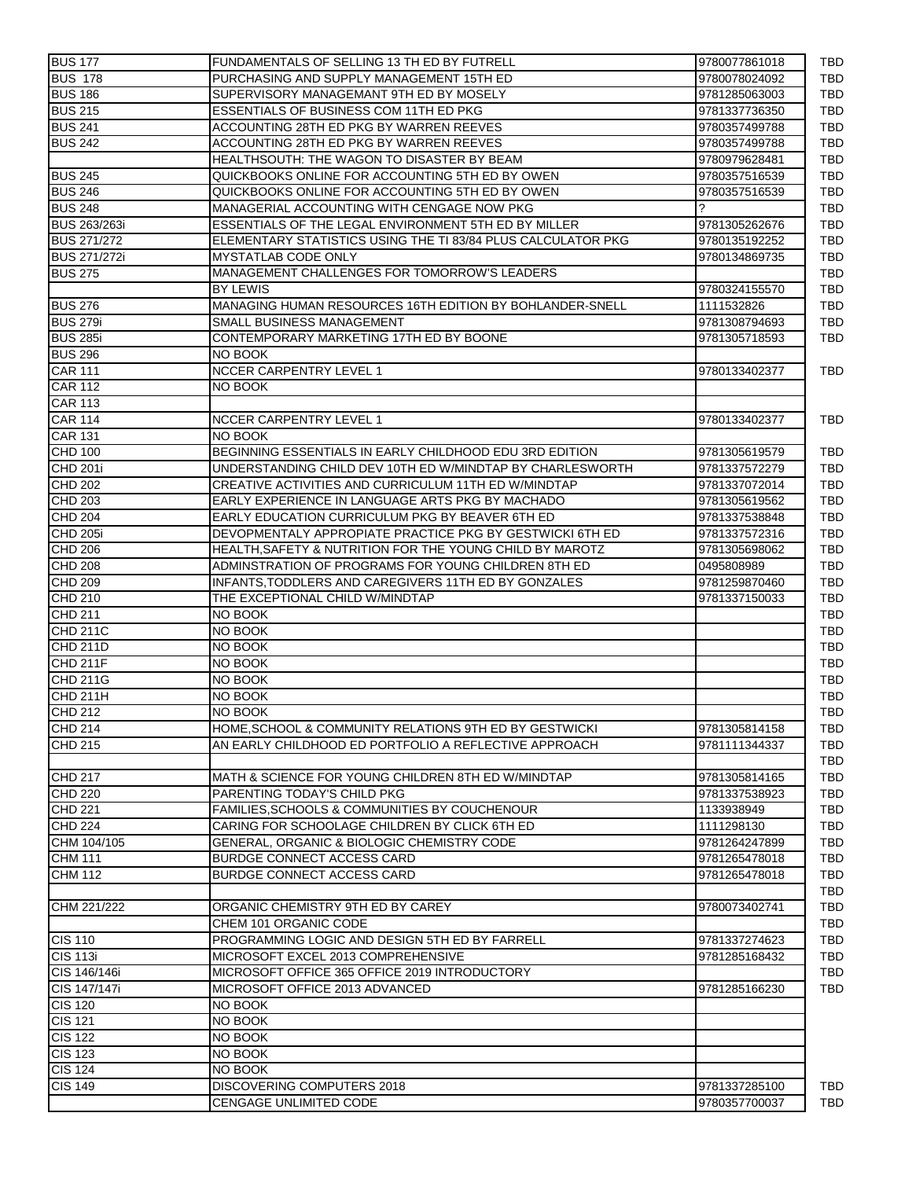| | | | |
|---|---|---|---|
| BUS 177 | FUNDAMENTALS OF SELLING 13 TH ED BY FUTRELL | 9780077861018 | TBD |
| BUS 178 | PURCHASING AND SUPPLY MANAGEMENT 15TH ED | 9780078024092 | TBD |
| BUS 186 | SUPERVISORY MANAGEMANT 9TH ED BY MOSELY | 9781285063003 | TBD |
| BUS 215 | ESSENTIALS OF BUSINESS COM 11TH ED PKG | 9781337736350 | TBD |
| BUS 241 | ACCOUNTING 28TH ED PKG BY WARREN REEVES | 9780357499788 | TBD |
| BUS 242 | ACCOUNTING 28TH ED PKG BY WARREN REEVES | 9780357499788 | TBD |
| | HEALTHSOUTH: THE WAGON TO DISASTER BY BEAM | 9780979628481 | TBD |
| BUS 245 | QUICKBOOKS ONLINE FOR ACCOUNTING 5TH ED BY OWEN | 9780357516539 | TBD |
| BUS 246 | QUICKBOOKS ONLINE FOR ACCOUNTING 5TH ED BY OWEN | 9780357516539 | TBD |
| BUS 248 | MANAGERIAL ACCOUNTING WITH CENGAGE NOW PKG | ? | TBD |
| BUS 263/263i | ESSENTIALS OF THE LEGAL ENVIRONMENT 5TH ED BY MILLER | 9781305262676 | TBD |
| BUS 271/272 | ELEMENTARY STATISTICS USING THE TI 83/84 PLUS CALCULATOR PKG | 9780135192252 | TBD |
| BUS 271/272i | MYSTATLAB CODE ONLY | 9780134869735 | TBD |
| BUS 275 | MANAGEMENT CHALLENGES FOR TOMORROW'S LEADERS | | TBD |
| | BY LEWIS | 9780324155570 | TBD |
| BUS 276 | MANAGING HUMAN RESOURCES 16TH EDITION BY BOHLANDER-SNELL | 1111532826 | TBD |
| BUS 279i | SMALL BUSINESS MANAGEMENT | 9781308794693 | TBD |
| BUS 285i | CONTEMPORARY MARKETING 17TH ED BY BOONE | 9781305718593 | TBD |
| BUS 296 | NO BOOK | | |
| CAR 111 | NCCER CARPENTRY LEVEL 1 | 9780133402377 | TBD |
| CAR 112 | NO BOOK | | |
| CAR 113 | | | |
| CAR 114 | NCCER CARPENTRY LEVEL 1 | 9780133402377 | TBD |
| CAR 131 | NO BOOK | | |
| CHD 100 | BEGINNING ESSENTIALS IN EARLY CHILDHOOD EDU 3RD EDITION | 9781305619579 | TBD |
| CHD 201i | UNDERSTANDING CHILD DEV 10TH ED W/MINDTAP BY CHARLESWORTH | 9781337572279 | TBD |
| CHD 202 | CREATIVE ACTIVITIES AND CURRICULUM 11TH ED W/MINDTAP | 9781337072014 | TBD |
| CHD 203 | EARLY EXPERIENCE IN LANGUAGE ARTS PKG BY MACHADO | 9781305619562 | TBD |
| CHD 204 | EARLY EDUCATION CURRICULUM PKG BY BEAVER 6TH ED | 9781337538848 | TBD |
| CHD 205i | DEVOPMENTALY APPROPIATE PRACTICE PKG BY GESTWICKI 6TH ED | 9781337572316 | TBD |
| CHD 206 | HEALTH,SAFETY & NUTRITION FOR THE YOUNG CHILD BY MAROTZ | 9781305698062 | TBD |
| CHD 208 | ADMINSTRATION OF PROGRAMS FOR YOUNG CHILDREN 8TH ED | 0495808989 | TBD |
| CHD 209 | INFANTS,TODDLERS AND CAREGIVERS 11TH ED BY GONZALES | 9781259870460 | TBD |
| CHD 210 | THE EXCEPTIONAL CHILD W/MINDTAP | 9781337150033 | TBD |
| CHD 211 | NO BOOK | | TBD |
| CHD 211C | NO BOOK | | TBD |
| CHD 211D | NO BOOK | | TBD |
| CHD 211F | NO BOOK | | TBD |
| CHD 211G | NO BOOK | | TBD |
| CHD 211H | NO BOOK | | TBD |
| CHD 212 | NO BOOK | | TBD |
| CHD 214 | HOME,SCHOOL & COMMUNITY RELATIONS 9TH ED BY GESTWICKI | 9781305814158 | TBD |
| CHD 215 | AN EARLY CHILDHOOD ED PORTFOLIO A REFLECTIVE APPROACH | 9781111344337 | TBD |
| | | | TBD |
| CHD 217 | MATH & SCIENCE FOR YOUNG CHILDREN 8TH ED W/MINDTAP | 9781305814165 | TBD |
| CHD 220 | PARENTING TODAY'S CHILD PKG | 9781337538923 | TBD |
| CHD 221 | FAMILIES,SCHOOLS & COMMUNITIES BY COUCHENOUR | 1133938949 | TBD |
| CHD 224 | CARING FOR SCHOOLAGE CHILDREN BY CLICK 6TH ED | 1111298130 | TBD |
| CHM 104/105 | GENERAL, ORGANIC & BIOLOGIC CHEMISTRY CODE | 9781264247899 | TBD |
| CHM 111 | BURDGE CONNECT ACCESS CARD | 9781265478018 | TBD |
| CHM 112 | BURDGE CONNECT ACCESS CARD | 9781265478018 | TBD |
| | | | TBD |
| CHM 221/222 | ORGANIC CHEMISTRY 9TH ED BY CAREY | 9780073402741 | TBD |
| | CHEM 101 ORGANIC CODE | | TBD |
| CIS 110 | PROGRAMMING LOGIC AND DESIGN 5TH ED BY FARRELL | 9781337274623 | TBD |
| CIS 113i | MICROSOFT EXCEL 2013 COMPREHENSIVE | 9781285168432 | TBD |
| CIS 146/146i | MICROSOFT OFFICE 365 OFFICE 2019 INTRODUCTORY | | TBD |
| CIS 147/147i | MICROSOFT OFFICE 2013 ADVANCED | 9781285166230 | TBD |
| CIS 120 | NO BOOK | | |
| CIS 121 | NO BOOK | | |
| CIS 122 | NO BOOK | | |
| CIS 123 | NO BOOK | | |
| CIS 124 | NO BOOK | | |
| CIS 149 | DISCOVERING COMPUTERS 2018 | 9781337285100 | TBD |
| | CENGAGE UNLIMITED CODE | 9780357700037 | TBD |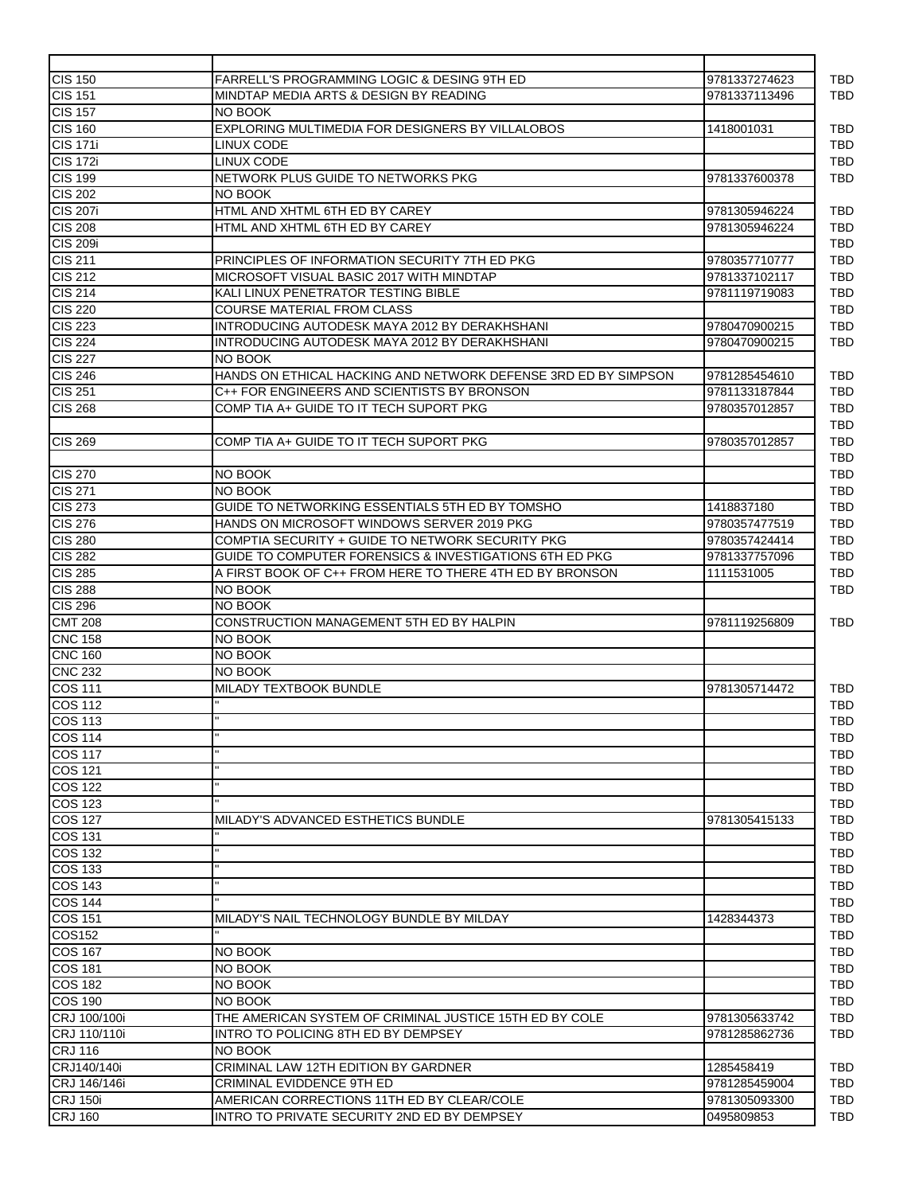| | | | |
|---|---|---|---|
| CIS 150 | FARRELL'S PROGRAMMING LOGIC & DESING 9TH ED | 9781337274623 | TBD |
| CIS 151 | MINDTAP MEDIA ARTS & DESIGN BY READING | 9781337113496 | TBD |
| CIS 157 | NO BOOK | | |
| CIS 160 | EXPLORING MULTIMEDIA FOR DESIGNERS BY VILLALOBOS | 1418001031 | TBD |
| CIS 171i | LINUX CODE | | TBD |
| CIS 172i | LINUX CODE | | TBD |
| CIS 199 | NETWORK PLUS GUIDE TO NETWORKS PKG | 9781337600378 | TBD |
| CIS 202 | NO BOOK | | |
| CIS 207i | HTML AND XHTML 6TH ED BY CAREY | 9781305946224 | TBD |
| CIS 208 | HTML AND XHTML 6TH ED BY CAREY | 9781305946224 | TBD |
| CIS 209i | | | TBD |
| CIS 211 | PRINCIPLES OF INFORMATION SECURITY 7TH ED PKG | 9780357710777 | TBD |
| CIS 212 | MICROSOFT VISUAL BASIC 2017 WITH MINDTAP | 9781337102117 | TBD |
| CIS 214 | KALI LINUX PENETRATOR TESTING BIBLE | 9781119719083 | TBD |
| CIS 220 | COURSE MATERIAL FROM CLASS | | TBD |
| CIS 223 | INTRODUCING AUTODESK MAYA 2012 BY DERAKHSHANI | 9780470900215 | TBD |
| CIS 224 | INTRODUCING AUTODESK MAYA 2012 BY DERAKHSHANI | 9780470900215 | TBD |
| CIS 227 | NO BOOK | | |
| CIS 246 | HANDS ON ETHICAL HACKING AND NETWORK DEFENSE 3RD ED BY SIMPSON | 9781285454610 | TBD |
| CIS 251 | C++ FOR ENGINEERS AND SCIENTISTS BY BRONSON | 9781133187844 | TBD |
| CIS 268 | COMP TIA A+ GUIDE TO IT TECH SUPORT PKG | 9780357012857 | TBD |
| | | | TBD |
| CIS 269 | COMP TIA A+ GUIDE TO IT TECH SUPORT PKG | 9780357012857 | TBD |
| | | | TBD |
| CIS 270 | NO BOOK | | TBD |
| CIS 271 | NO BOOK | | TBD |
| CIS 273 | GUIDE TO NETWORKING ESSENTIALS 5TH ED BY TOMSHO | 1418837180 | TBD |
| CIS 276 | HANDS ON MICROSOFT WINDOWS SERVER 2019 PKG | 9780357477519 | TBD |
| CIS 280 | COMPTIA SECURITY + GUIDE TO NETWORK SECURITY PKG | 9780357424414 | TBD |
| CIS 282 | GUIDE TO COMPUTER FORENSICS & INVESTIGATIONS 6TH ED PKG | 9781337757096 | TBD |
| CIS 285 | A FIRST BOOK OF C++ FROM HERE TO THERE 4TH ED BY BRONSON | 1111531005 | TBD |
| CIS 288 | NO BOOK | | TBD |
| CIS 296 | NO BOOK | | |
| CMT 208 | CONSTRUCTION MANAGEMENT 5TH ED BY HALPIN | 9781119256809 | TBD |
| CNC 158 | NO BOOK | | |
| CNC 160 | NO BOOK | | |
| CNC 232 | NO BOOK | | |
| COS 111 | MILADY TEXTBOOK BUNDLE | 9781305714472 | TBD |
| COS 112 | " | | TBD |
| COS 113 | " | | TBD |
| COS 114 | " | | TBD |
| COS 117 | " | | TBD |
| COS 121 | " | | TBD |
| COS 122 | " | | TBD |
| COS 123 | " | | TBD |
| COS 127 | MILADY'S ADVANCED ESTHETICS BUNDLE | 9781305415133 | TBD |
| COS 131 | " | | TBD |
| COS 132 | " | | TBD |
| COS 133 | " | | TBD |
| COS 143 | " | | TBD |
| COS 144 | " | | TBD |
| COS 151 | MILADY'S NAIL TECHNOLOGY BUNDLE BY MILDAY | 1428344373 | TBD |
| COS152 | " | | TBD |
| COS 167 | NO BOOK | | TBD |
| COS 181 | NO BOOK | | TBD |
| COS 182 | NO BOOK | | TBD |
| COS 190 | NO BOOK | | TBD |
| CRJ 100/100i | THE AMERICAN SYSTEM OF CRIMINAL JUSTICE 15TH ED BY COLE | 9781305633742 | TBD |
| CRJ 110/110i | INTRO TO POLICING 8TH ED BY DEMPSEY | 9781285862736 | TBD |
| CRJ 116 | NO BOOK | | |
| CRJ140/140i | CRIMINAL LAW 12TH EDITION BY GARDNER | 1285458419 | TBD |
| CRJ 146/146i | CRIMINAL EVIDDENCE 9TH ED | 9781285459004 | TBD |
| CRJ 150i | AMERICAN CORRECTIONS 11TH ED BY CLEAR/COLE | 9781305093300 | TBD |
| CRJ 160 | INTRO TO PRIVATE SECURITY 2ND ED BY DEMPSEY | 0495809853 | TBD |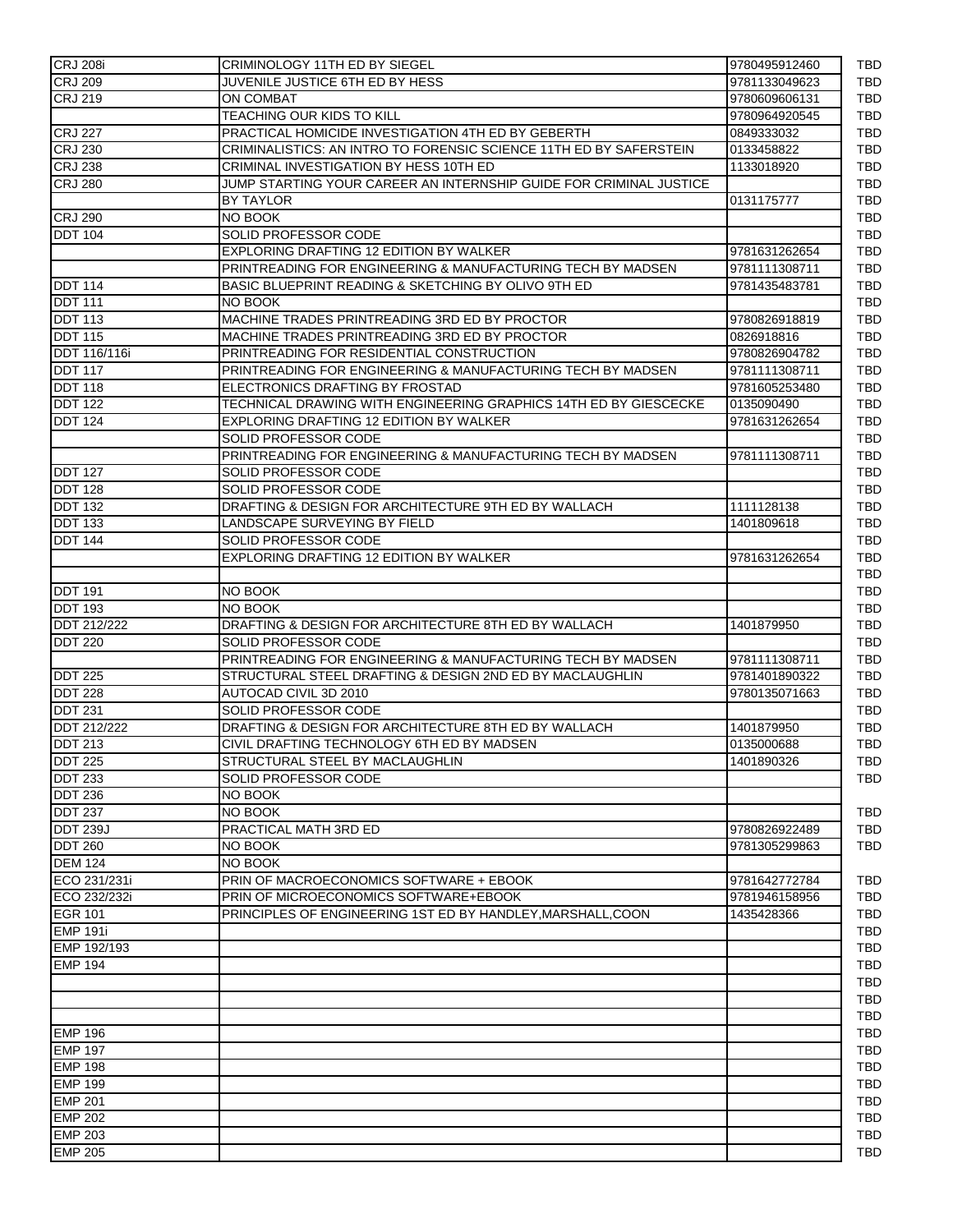| | | | |
|---|---|---|---|
| CRJ 208i | CRIMINOLOGY 11TH ED BY SIEGEL | 9780495912460 | TBD |
| CRJ 209 | JUVENILE JUSTICE 6TH ED BY HESS | 9781133049623 | TBD |
| CRJ 219 | ON COMBAT | 9780609606131 | TBD |
| | TEACHING OUR KIDS TO KILL | 9780964920545 | TBD |
| CRJ 227 | PRACTICAL HOMICIDE INVESTIGATION 4TH ED BY GEBERTH | 0849333032 | TBD |
| CRJ 230 | CRIMINALISTICS: AN INTRO TO FORENSIC SCIENCE 11TH ED BY SAFERSTEIN | 0133458822 | TBD |
| CRJ 238 | CRIMINAL INVESTIGATION BY HESS 10TH ED | 1133018920 | TBD |
| CRJ 280 | JUMP STARTING YOUR CAREER AN INTERNSHIP GUIDE FOR CRIMINAL JUSTICE | | TBD |
| | BY TAYLOR | 0131175777 | TBD |
| CRJ 290 | NO BOOK | | TBD |
| DDT 104 | SOLID PROFESSOR CODE | | TBD |
| | EXPLORING DRAFTING 12 EDITION BY WALKER | 9781631262654 | TBD |
| | PRINTREADING FOR ENGINEERING & MANUFACTURING TECH BY MADSEN | 9781111308711 | TBD |
| DDT 114 | BASIC BLUEPRINT READING & SKETCHING BY OLIVO 9TH ED | 9781435483781 | TBD |
| DDT 111 | NO BOOK | | TBD |
| DDT 113 | MACHINE TRADES PRINTREADING 3RD ED BY PROCTOR | 9780826918819 | TBD |
| DDT 115 | MACHINE TRADES PRINTREADING 3RD ED BY PROCTOR | 0826918816 | TBD |
| DDT 116/116i | PRINTREADING FOR RESIDENTIAL CONSTRUCTION | 9780826904782 | TBD |
| DDT 117 | PRINTREADING FOR ENGINEERING & MANUFACTURING TECH BY MADSEN | 9781111308711 | TBD |
| DDT 118 | ELECTRONICS DRAFTING BY FROSTAD | 9781605253480 | TBD |
| DDT 122 | TECHNICAL DRAWING WITH ENGINEERING GRAPHICS 14TH ED BY GIESCECKE | 0135090490 | TBD |
| DDT 124 | EXPLORING DRAFTING 12 EDITION BY WALKER | 9781631262654 | TBD |
| | SOLID PROFESSOR CODE | | TBD |
| | PRINTREADING FOR ENGINEERING & MANUFACTURING TECH BY MADSEN | 9781111308711 | TBD |
| DDT 127 | SOLID PROFESSOR CODE | | TBD |
| DDT 128 | SOLID PROFESSOR CODE | | TBD |
| DDT 132 | DRAFTING & DESIGN FOR ARCHITECTURE 9TH ED BY WALLACH | 1111128138 | TBD |
| DDT 133 | LANDSCAPE SURVEYING BY FIELD | 1401809618 | TBD |
| DDT 144 | SOLID PROFESSOR CODE | | TBD |
| | EXPLORING DRAFTING 12 EDITION BY WALKER | 9781631262654 | TBD |
| | | | TBD |
| DDT 191 | NO BOOK | | TBD |
| DDT 193 | NO BOOK | | TBD |
| DDT 212/222 | DRAFTING & DESIGN FOR ARCHITECTURE 8TH ED BY WALLACH | 1401879950 | TBD |
| DDT 220 | SOLID PROFESSOR CODE | | TBD |
| | PRINTREADING FOR ENGINEERING & MANUFACTURING TECH BY MADSEN | 9781111308711 | TBD |
| DDT 225 | STRUCTURAL STEEL DRAFTING & DESIGN 2ND ED BY MACLAUGHLIN | 9781401890322 | TBD |
| DDT 228 | AUTOCAD CIVIL 3D 2010 | 9780135071663 | TBD |
| DDT 231 | SOLID PROFESSOR CODE | | TBD |
| DDT 212/222 | DRAFTING & DESIGN FOR ARCHITECTURE 8TH ED BY WALLACH | 1401879950 | TBD |
| DDT 213 | CIVIL DRAFTING TECHNOLOGY 6TH ED BY MADSEN | 0135000688 | TBD |
| DDT 225 | STRUCTURAL STEEL BY MACLAUGHLIN | 1401890326 | TBD |
| DDT 233 | SOLID PROFESSOR CODE | | TBD |
| DDT 236 | NO BOOK | | |
| DDT 237 | NO BOOK | | TBD |
| DDT 239J | PRACTICAL MATH 3RD ED | 9780826922489 | TBD |
| DDT 260 | NO BOOK | 9781305299863 | TBD |
| DEM 124 | NO BOOK | | |
| ECO 231/231i | PRIN OF MACROECONOMICS SOFTWARE + EBOOK | 9781642772784 | TBD |
| ECO 232/232i | PRIN OF MICROECONOMICS SOFTWARE+EBOOK | 9781946158956 | TBD |
| EGR 101 | PRINCIPLES OF ENGINEERING 1ST ED BY HANDLEY,MARSHALL,COON | 1435428366 | TBD |
| EMP 191i | | | TBD |
| EMP 192/193 | | | TBD |
| EMP 194 | | | TBD |
| | | | TBD |
| | | | TBD |
| | | | TBD |
| EMP 196 | | | TBD |
| EMP 197 | | | TBD |
| EMP 198 | | | TBD |
| EMP 199 | | | TBD |
| EMP 201 | | | TBD |
| EMP 202 | | | TBD |
| EMP 203 | | | TBD |
| EMP 205 | | | TBD |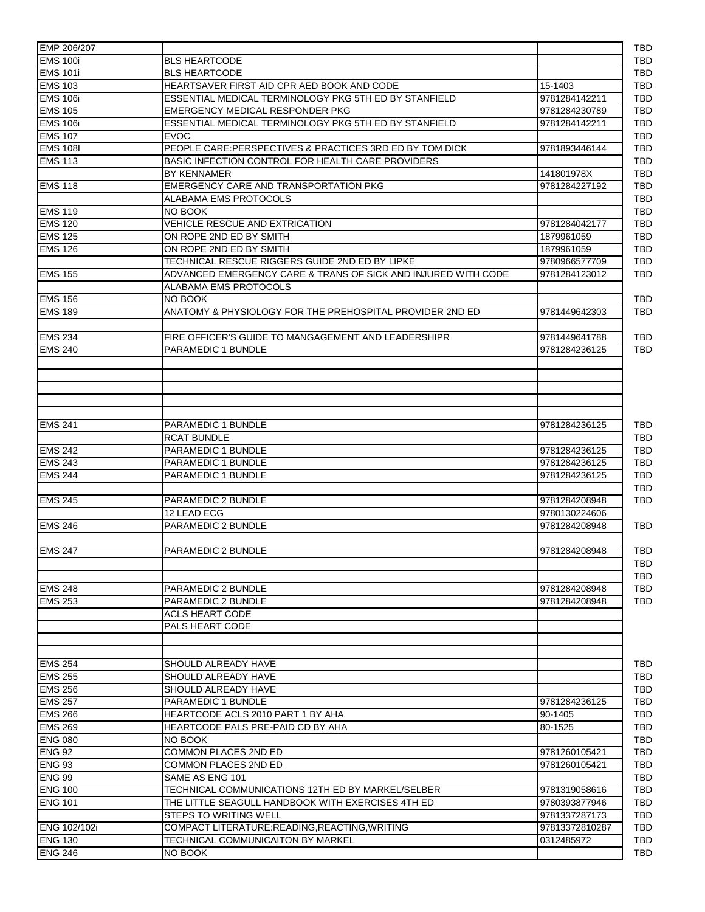| | | | |
|---|---|---|---|
| EMP 206/207 | | | TBD |
| EMS 100i | BLS HEARTCODE | | TBD |
| EMS 101i | BLS HEARTCODE | | TBD |
| EMS 103 | HEARTSAVER FIRST AID CPR AED BOOK AND CODE | 15-1403 | TBD |
| EMS 106i | ESSENTIAL MEDICAL TERMINOLOGY PKG 5TH ED BY STANFIELD | 9781284142211 | TBD |
| EMS 105 | EMERGENCY MEDICAL RESPONDER PKG | 9781284230789 | TBD |
| EMS 106i | ESSENTIAL MEDICAL TERMINOLOGY PKG 5TH ED BY STANFIELD | 9781284142211 | TBD |
| EMS 107 | EVOC | | TBD |
| EMS 108I | PEOPLE CARE:PERSPECTIVES & PRACTICES 3RD ED BY TOM DICK | 9781893446144 | TBD |
| EMS 113 | BASIC INFECTION CONTROL FOR HEALTH CARE PROVIDERS | | TBD |
| | BY KENNAMER | 141801978X | TBD |
| EMS 118 | EMERGENCY CARE AND TRANSPORTATION PKG | 9781284227192 | TBD |
| | ALABAMA EMS PROTOCOLS | | TBD |
| EMS 119 | NO BOOK | | TBD |
| EMS 120 | VEHICLE RESCUE AND EXTRICATION | 9781284042177 | TBD |
| EMS 125 | ON ROPE 2ND ED BY SMITH | 1879961059 | TBD |
| EMS 126 | ON ROPE 2ND ED BY SMITH | 1879961059 | TBD |
| | TECHNICAL RESCUE RIGGERS GUIDE 2ND ED BY LIPKE | 9780966577709 | TBD |
| EMS 155 | ADVANCED EMERGENCY CARE & TRANS OF SICK AND INJURED WITH CODE | 9781284123012 | TBD |
| | ALABAMA EMS PROTOCOLS | | |
| EMS 156 | NO BOOK | | TBD |
| EMS 189 | ANATOMY & PHYSIOLOGY FOR THE PREHOSPITAL PROVIDER 2ND ED | 9781449642303 | TBD |
| | | | |
| EMS 234 | FIRE OFFICER'S GUIDE TO MANGAGEMENT AND LEADERSHIPR | 9781449641788 | TBD |
| EMS 240 | PARAMEDIC 1 BUNDLE | 9781284236125 | TBD |
| | | | |
| | | | |
| | | | |
| | | | |
| | | | |
| EMS 241 | PARAMEDIC 1 BUNDLE | 9781284236125 | TBD |
| | RCAT BUNDLE | | TBD |
| EMS 242 | PARAMEDIC 1 BUNDLE | 9781284236125 | TBD |
| EMS 243 | PARAMEDIC 1 BUNDLE | 9781284236125 | TBD |
| EMS 244 | PARAMEDIC 1 BUNDLE | 9781284236125 | TBD |
| | | | TBD |
| EMS 245 | PARAMEDIC 2 BUNDLE | 9781284208948 | TBD |
| | 12 LEAD ECG | 9780130224606 | |
| EMS 246 | PARAMEDIC 2 BUNDLE | 9781284208948 | TBD |
| | | | |
| EMS 247 | PARAMEDIC 2 BUNDLE | 9781284208948 | TBD |
| | | | TBD |
| | | | TBD |
| EMS 248 | PARAMEDIC 2 BUNDLE | 9781284208948 | TBD |
| EMS 253 | PARAMEDIC 2 BUNDLE | 9781284208948 | TBD |
| | ACLS HEART CODE | | |
| | PALS HEART CODE | | |
| | | | |
| | | | |
| EMS 254 | SHOULD ALREADY HAVE | | TBD |
| EMS 255 | SHOULD ALREADY HAVE | | TBD |
| EMS 256 | SHOULD ALREADY HAVE | | TBD |
| EMS 257 | PARAMEDIC 1 BUNDLE | 9781284236125 | TBD |
| EMS 266 | HEARTCODE ACLS 2010 PART 1 BY AHA | 90-1405 | TBD |
| EMS 269 | HEARTCODE PALS PRE-PAID CD BY AHA | 80-1525 | TBD |
| ENG 080 | NO BOOK | | TBD |
| ENG 92 | COMMON PLACES 2ND ED | 9781260105421 | TBD |
| ENG 93 | COMMON PLACES 2ND ED | 9781260105421 | TBD |
| ENG 99 | SAME AS ENG 101 | | TBD |
| ENG 100 | TECHNICAL COMMUNICATIONS 12TH ED BY MARKEL/SELBER | 9781319058616 | TBD |
| ENG 101 | THE LITTLE SEAGULL HANDBOOK WITH EXERCISES 4TH ED | 9780393877946 | TBD |
| | STEPS TO WRITING WELL | 9781337287173 | TBD |
| ENG 102/102i | COMPACT LITERATURE:READING,REACTING,WRITING | 97813372810287 | TBD |
| ENG 130 | TECHNICAL COMMUNICAITON BY MARKEL | 0312485972 | TBD |
| ENG 246 | NO BOOK | | TBD |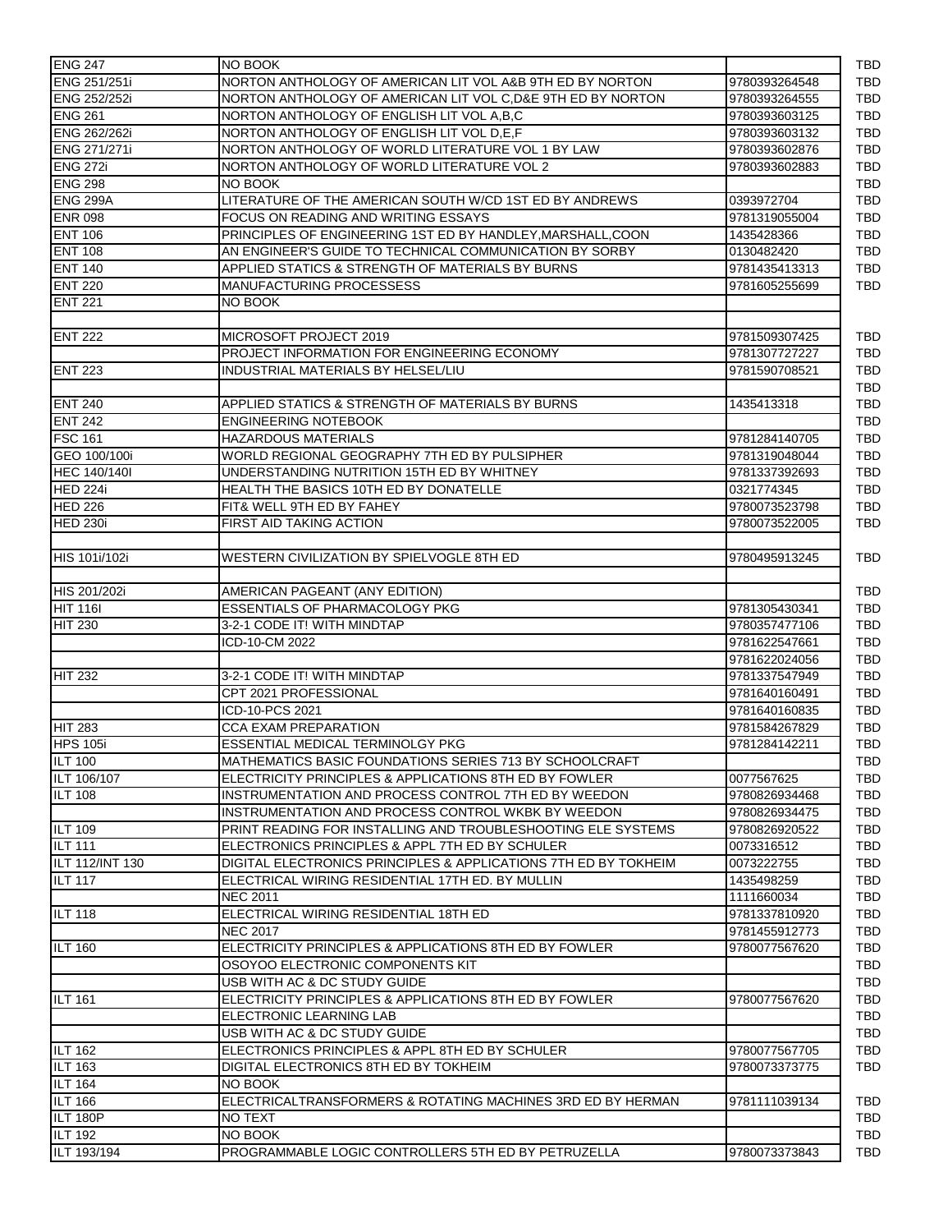| | | | |
|---|---|---|---|
| ENG 247 | NO BOOK | | TBD |
| ENG 251/251i | NORTON ANTHOLOGY OF AMERICAN LIT VOL A&B 9TH ED BY NORTON | 9780393264548 | TBD |
| ENG 252/252i | NORTON ANTHOLOGY OF AMERICAN LIT VOL C,D&E 9TH ED BY NORTON | 9780393264555 | TBD |
| ENG 261 | NORTON ANTHOLOGY OF ENGLISH LIT VOL A,B,C | 9780393603125 | TBD |
| ENG 262/262i | NORTON ANTHOLOGY OF ENGLISH LIT VOL D,E,F | 9780393603132 | TBD |
| ENG 271/271i | NORTON ANTHOLOGY OF WORLD LITERATURE VOL 1 BY LAW | 9780393602876 | TBD |
| ENG 272i | NORTON ANTHOLOGY OF WORLD LITERATURE VOL 2 | 9780393602883 | TBD |
| ENG 298 | NO BOOK | | TBD |
| ENG 299A | LITERATURE OF THE AMERICAN SOUTH W/CD 1ST ED BY ANDREWS | 0393972704 | TBD |
| ENR 098 | FOCUS ON READING AND WRITING ESSAYS | 9781319055004 | TBD |
| ENT 106 | PRINCIPLES OF ENGINEERING 1ST ED BY HANDLEY,MARSHALL,COON | 1435428366 | TBD |
| ENT 108 | AN ENGINEER'S GUIDE TO TECHNICAL COMMUNICATION BY SORBY | 0130482420 | TBD |
| ENT 140 | APPLIED STATICS & STRENGTH OF MATERIALS BY BURNS | 9781435413313 | TBD |
| ENT 220 | MANUFACTURING PROCESSESS | 9781605255699 | TBD |
| ENT 221 | NO BOOK | | |
| | | | |
| ENT 222 | MICROSOFT PROJECT 2019 | 9781509307425 | TBD |
| | PROJECT INFORMATION FOR ENGINEERING ECONOMY | 9781307727227 | TBD |
| ENT 223 | INDUSTRIAL MATERIALS BY HELSEL/LIU | 9781590708521 | TBD |
| | | | TBD |
| ENT 240 | APPLIED STATICS & STRENGTH OF MATERIALS BY BURNS | 1435413318 | TBD |
| ENT 242 | ENGINEERING NOTEBOOK | | TBD |
| FSC 161 | HAZARDOUS MATERIALS | 9781284140705 | TBD |
| GEO 100/100i | WORLD REGIONAL GEOGRAPHY 7TH ED BY PULSIPHER | 9781319048044 | TBD |
| HEC 140/140I | UNDERSTANDING NUTRITION 15TH ED BY WHITNEY | 9781337392693 | TBD |
| HED 224i | HEALTH THE BASICS 10TH ED BY DONATELLE | 0321774345 | TBD |
| HED 226 | FIT& WELL 9TH ED BY FAHEY | 9780073523798 | TBD |
| HED 230i | FIRST AID TAKING ACTION | 9780073522005 | TBD |
| | | | |
| HIS 101i/102i | WESTERN CIVILIZATION BY SPIELVOGLE 8TH ED | 9780495913245 | TBD |
| | | | |
| HIS 201/202i | AMERICAN PAGEANT (ANY EDITION) | | TBD |
| HIT 116I | ESSENTIALS OF PHARMACOLOGY PKG | 9781305430341 | TBD |
| HIT 230 | 3-2-1 CODE IT! WITH MINDTAP | 9780357477106 | TBD |
| | ICD-10-CM 2022 | 9781622547661 | TBD |
| | | 9781622024056 | TBD |
| HIT 232 | 3-2-1 CODE IT! WITH MINDTAP | 9781337547949 | TBD |
| | CPT 2021 PROFESSIONAL | 9781640160491 | TBD |
| | ICD-10-PCS 2021 | 9781640160835 | TBD |
| HIT 283 | CCA EXAM PREPARATION | 9781584267829 | TBD |
| HPS 105i | ESSENTIAL MEDICAL TERMINOLGY PKG | 9781284142211 | TBD |
| ILT 100 | MATHEMATICS BASIC FOUNDATIONS SERIES 713 BY SCHOOLCRAFT | | TBD |
| ILT 106/107 | ELECTRICITY PRINCIPLES & APPLICATIONS 8TH ED BY FOWLER | 0077567625 | TBD |
| ILT 108 | INSTRUMENTATION AND PROCESS CONTROL 7TH ED BY WEEDON | 9780826934468 | TBD |
| | INSTRUMENTATION AND PROCESS CONTROL WKBK BY WEEDON | 9780826934475 | TBD |
| ILT 109 | PRINT READING FOR INSTALLING AND TROUBLESHOOTING ELE SYSTEMS | 9780826920522 | TBD |
| ILT 111 | ELECTRONICS PRINCIPLES & APPL 7TH ED BY SCHULER | 0073316512 | TBD |
| ILT 112/INT 130 | DIGITAL ELECTRONICS PRINCIPLES & APPLICATIONS 7TH ED BY TOKHEIM | 0073222755 | TBD |
| ILT 117 | ELECTRICAL WIRING RESIDENTIAL 17TH ED. BY MULLIN | 1435498259 | TBD |
| | NEC 2011 | 1111660034 | TBD |
| ILT 118 | ELECTRICAL WIRING RESIDENTIAL 18TH ED | 9781337810920 | TBD |
| | NEC 2017 | 9781455912773 | TBD |
| ILT 160 | ELECTRICITY PRINCIPLES & APPLICATIONS 8TH ED BY FOWLER | 9780077567620 | TBD |
| | OSOYOO ELECTRONIC COMPONENTS KIT | | TBD |
| | USB WITH AC & DC STUDY GUIDE | | TBD |
| ILT 161 | ELECTRICITY PRINCIPLES & APPLICATIONS 8TH ED BY FOWLER | 9780077567620 | TBD |
| | ELECTRONIC LEARNING LAB | | TBD |
| | USB WITH AC & DC STUDY GUIDE | | TBD |
| ILT 162 | ELECTRONICS PRINCIPLES & APPL 8TH ED BY SCHULER | 9780077567705 | TBD |
| ILT 163 | DIGITAL ELECTRONICS 8TH ED BY TOKHEIM | 9780073373775 | TBD |
| ILT 164 | NO BOOK | | |
| ILT 166 | ELECTRICALTRANSFORMERS & ROTATING MACHINES 3RD ED BY HERMAN | 9781111039134 | TBD |
| ILT 180P | NO TEXT | | TBD |
| ILT 192 | NO BOOK | | TBD |
| ILT 193/194 | PROGRAMMABLE LOGIC CONTROLLERS 5TH ED BY PETRUZELLA | 9780073373843 | TBD |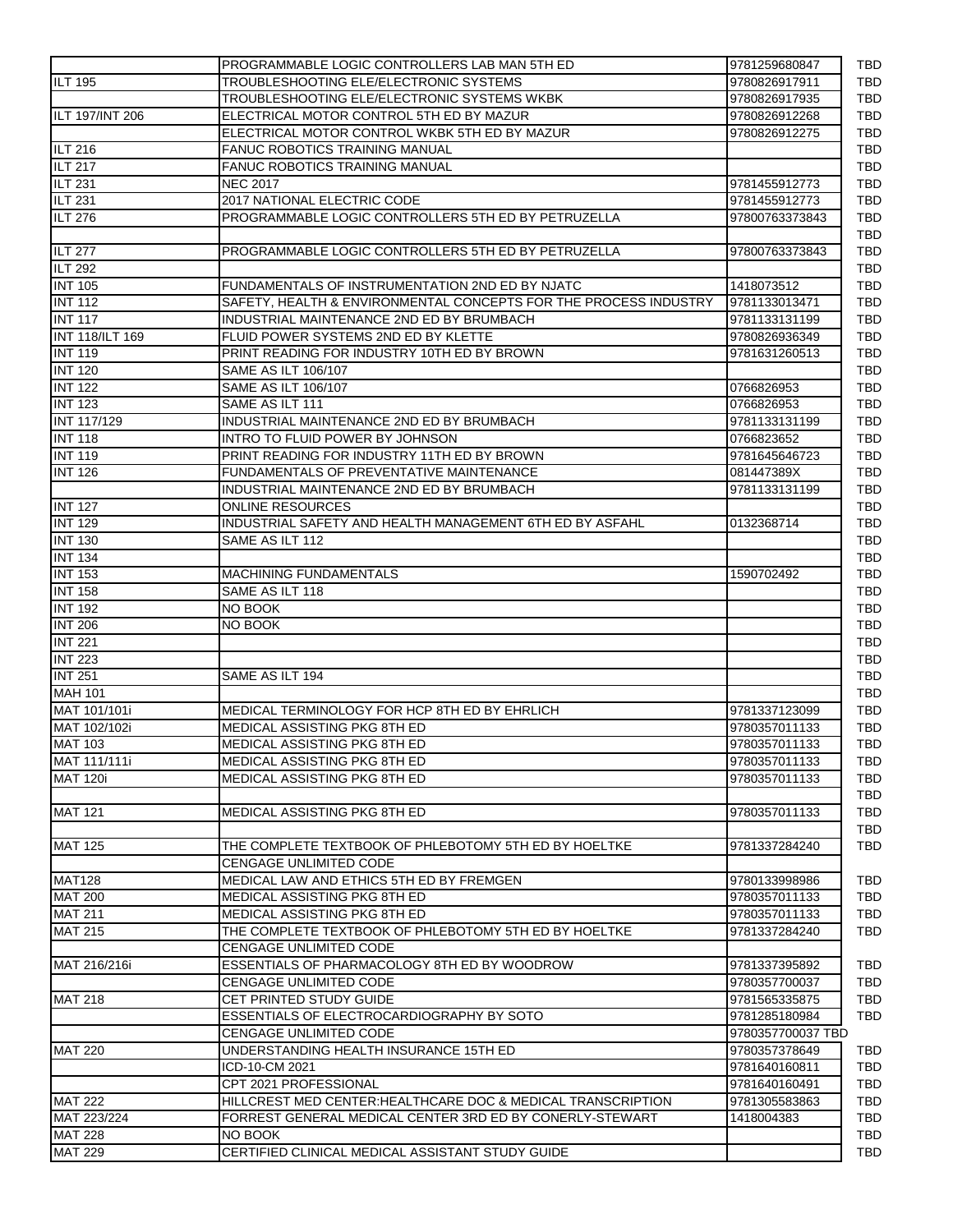|  |  |  |  |
|---|---|---|---|
|  | PROGRAMMABLE LOGIC CONTROLLERS LAB MAN 5TH ED | 9781259680847 | TBD |
| ILT 195 | TROUBLESHOOTING ELE/ELECTRONIC SYSTEMS | 9780826917911 | TBD |
|  | TROUBLESHOOTING ELE/ELECTRONIC SYSTEMS WKBK | 9780826917935 | TBD |
| ILT 197/INT 206 | ELECTRICAL MOTOR CONTROL 5TH ED BY MAZUR | 9780826912268 | TBD |
|  | ELECTRICAL MOTOR CONTROL WKBK 5TH ED BY MAZUR | 9780826912275 | TBD |
| ILT 216 | FANUC ROBOTICS TRAINING MANUAL |  | TBD |
| ILT 217 | FANUC ROBOTICS TRAINING MANUAL |  | TBD |
| ILT 231 | NEC 2017 | 9781455912773 | TBD |
| ILT 231 | 2017 NATIONAL ELECTRIC CODE | 9781455912773 | TBD |
| ILT 276 | PROGRAMMABLE LOGIC CONTROLLERS 5TH ED BY PETRUZELLA | 97800763373843 | TBD |
|  |  |  | TBD |
| ILT 277 | PROGRAMMABLE LOGIC CONTROLLERS 5TH ED BY PETRUZELLA | 97800763373843 | TBD |
| ILT 292 |  |  | TBD |
| INT 105 | FUNDAMENTALS OF INSTRUMENTATION 2ND ED BY NJATC | 1418073512 | TBD |
| INT 112 | SAFETY, HEALTH & ENVIRONMENTAL CONCEPTS FOR THE PROCESS INDUSTRY | 9781133013471 | TBD |
| INT 117 | INDUSTRIAL MAINTENANCE 2ND ED BY BRUMBACH | 9781133131199 | TBD |
| INT 118/ILT 169 | FLUID POWER SYSTEMS 2ND ED BY KLETTE | 9780826936349 | TBD |
| INT 119 | PRINT READING FOR INDUSTRY 10TH ED BY BROWN | 9781631260513 | TBD |
| INT 120 | SAME AS ILT 106/107 |  | TBD |
| INT 122 | SAME AS ILT 106/107 | 0766826953 | TBD |
| INT 123 | SAME AS ILT 111 | 0766826953 | TBD |
| INT 117/129 | INDUSTRIAL MAINTENANCE 2ND ED BY BRUMBACH | 9781133131199 | TBD |
| INT 118 | INTRO TO FLUID POWER BY JOHNSON | 0766823652 | TBD |
| INT 119 | PRINT READING FOR INDUSTRY 11TH ED BY BROWN | 9781645646723 | TBD |
| INT 126 | FUNDAMENTALS OF PREVENTATIVE MAINTENANCE | 081447389X | TBD |
|  | INDUSTRIAL MAINTENANCE 2ND ED BY BRUMBACH | 9781133131199 | TBD |
| INT 127 | ONLINE RESOURCES |  | TBD |
| INT 129 | INDUSTRIAL SAFETY AND HEALTH MANAGEMENT 6TH ED BY ASFAHL | 0132368714 | TBD |
| INT 130 | SAME AS ILT 112 |  | TBD |
| INT 134 |  |  | TBD |
| INT 153 | MACHINING FUNDAMENTALS | 1590702492 | TBD |
| INT 158 | SAME AS ILT 118 |  | TBD |
| INT 192 | NO BOOK |  | TBD |
| INT 206 | NO BOOK |  | TBD |
| INT 221 |  |  | TBD |
| INT 223 |  |  | TBD |
| INT 251 | SAME AS ILT 194 |  | TBD |
| MAH 101 |  |  | TBD |
| MAT 101/101i | MEDICAL TERMINOLOGY FOR HCP 8TH ED BY EHRLICH | 9781337123099 | TBD |
| MAT 102/102i | MEDICAL ASSISTING PKG 8TH ED | 9780357011133 | TBD |
| MAT 103 | MEDICAL ASSISTING PKG 8TH ED | 9780357011133 | TBD |
| MAT 111/111i | MEDICAL ASSISTING PKG 8TH ED | 9780357011133 | TBD |
| MAT 120i | MEDICAL ASSISTING PKG 8TH ED | 9780357011133 | TBD |
|  |  |  | TBD |
| MAT 121 | MEDICAL ASSISTING PKG 8TH ED | 9780357011133 | TBD |
|  |  |  | TBD |
| MAT 125 | THE COMPLETE TEXTBOOK OF PHLEBOTOMY 5TH ED BY HOELTKE | 9781337284240 | TBD |
|  | CENGAGE UNLIMITED CODE |  |  |
| MAT128 | MEDICAL LAW AND ETHICS 5TH ED BY FREMGEN | 9780133998986 | TBD |
| MAT 200 | MEDICAL ASSISTING PKG 8TH ED | 9780357011133 | TBD |
| MAT 211 | MEDICAL ASSISTING PKG 8TH ED | 9780357011133 | TBD |
| MAT 215 | THE COMPLETE TEXTBOOK OF PHLEBOTOMY 5TH ED BY HOELTKE | 9781337284240 | TBD |
|  | CENGAGE UNLIMITED CODE |  |  |
| MAT 216/216i | ESSENTIALS OF PHARMACOLOGY 8TH ED BY WOODROW | 9781337395892 | TBD |
|  | CENGAGE UNLIMITED CODE | 9780357700037 | TBD |
| MAT 218 | CET PRINTED STUDY GUIDE | 9781565335875 | TBD |
|  | ESSENTIALS OF ELECTROCARDIOGRAPHY BY SOTO | 9781285180984 | TBD |
|  | CENGAGE UNLIMITED CODE | 9780357700037 TBD |  |
| MAT 220 | UNDERSTANDING HEALTH INSURANCE 15TH ED | 9780357378649 | TBD |
|  | ICD-10-CM 2021 | 9781640160811 | TBD |
|  | CPT 2021 PROFESSIONAL | 9781640160491 | TBD |
| MAT 222 | HILLCREST MED CENTER:HEALTHCARE DOC & MEDICAL TRANSCRIPTION | 9781305583863 | TBD |
| MAT 223/224 | FORREST GENERAL MEDICAL CENTER 3RD ED BY CONERLY-STEWART | 1418004383 | TBD |
| MAT 228 | NO BOOK |  | TBD |
| MAT 229 | CERTIFIED CLINICAL MEDICAL ASSISTANT STUDY GUIDE |  | TBD |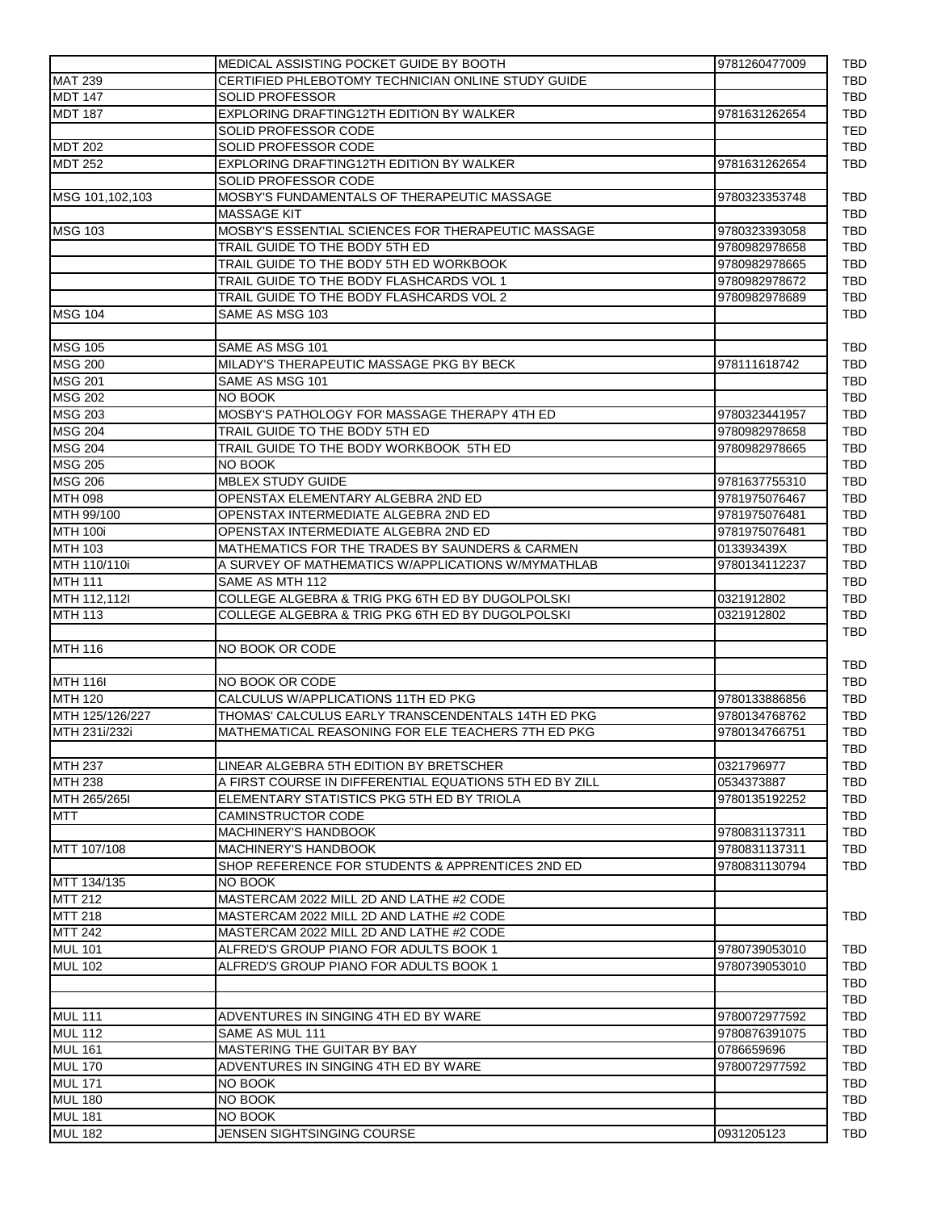| | | | |
|---|---|---|---|
| | MEDICAL ASSISTING POCKET GUIDE BY BOOTH | 9781260477009 | TBD |
| MAT 239 | CERTIFIED PHLEBOTOMY TECHNICIAN ONLINE STUDY GUIDE | | TBD |
| MDT 147 | SOLID PROFESSOR | | TBD |
| MDT 187 | EXPLORING DRAFTING12TH EDITION BY WALKER | 9781631262654 | TBD |
| | SOLID PROFESSOR CODE | | TED |
| MDT 202 | SOLID PROFESSOR CODE | | TBD |
| MDT 252 | EXPLORING DRAFTING12TH EDITION BY WALKER | 9781631262654 | TBD |
| | SOLID PROFESSOR CODE | | |
| MSG 101,102,103 | MOSBY'S FUNDAMENTALS OF THERAPEUTIC MASSAGE | 9780323353748 | TBD |
| | MASSAGE KIT | | TBD |
| MSG 103 | MOSBY'S ESSENTIAL SCIENCES FOR THERAPEUTIC MASSAGE | 9780323393058 | TBD |
| | TRAIL GUIDE TO THE BODY 5TH ED | 9780982978658 | TBD |
| | TRAIL GUIDE TO THE BODY 5TH ED WORKBOOK | 9780982978665 | TBD |
| | TRAIL GUIDE TO THE BODY FLASHCARDS VOL 1 | 9780982978672 | TBD |
| | TRAIL GUIDE TO THE BODY FLASHCARDS VOL 2 | 9780982978689 | TBD |
| MSG 104 | SAME AS MSG 103 | | TBD |
| | | | |
| MSG 105 | SAME AS MSG 101 | | TBD |
| MSG 200 | MILADY'S THERAPEUTIC MASSAGE PKG BY BECK | 978111618742 | TBD |
| MSG 201 | SAME AS MSG 101 | | TBD |
| MSG 202 | NO BOOK | | TBD |
| MSG 203 | MOSBY'S PATHOLOGY FOR MASSAGE THERAPY 4TH ED | 9780323441957 | TBD |
| MSG 204 | TRAIL GUIDE TO THE BODY 5TH ED | 9780982978658 | TBD |
| MSG 204 | TRAIL GUIDE TO THE BODY WORKBOOK 5TH ED | 9780982978665 | TBD |
| MSG 205 | NO BOOK | | TBD |
| MSG 206 | MBLEX STUDY GUIDE | 9781637755310 | TBD |
| MTH 098 | OPENSTAX ELEMENTARY ALGEBRA 2ND ED | 9781975076467 | TBD |
| MTH 99/100 | OPENSTAX INTERMEDIATE ALGEBRA 2ND ED | 9781975076481 | TBD |
| MTH 100i | OPENSTAX INTERMEDIATE ALGEBRA 2ND ED | 9781975076481 | TBD |
| MTH 103 | MATHEMATICS FOR THE TRADES BY SAUNDERS & CARMEN | 013393439X | TBD |
| MTH 110/110i | A SURVEY OF MATHEMATICS W/APPLICATIONS W/MYMATHLAB | 9780134112237 | TBD |
| MTH 111 | SAME AS MTH 112 | | TBD |
| MTH 112,112I | COLLEGE ALGEBRA & TRIG PKG 6TH ED BY DUGOLPOLSKI | 0321912802 | TBD |
| MTH 113 | COLLEGE ALGEBRA & TRIG PKG 6TH ED BY DUGOLPOLSKI | 0321912802 | TBD |
| | | | TBD |
| MTH 116 | NO BOOK OR CODE | | |
| | | | TBD |
| MTH 116I | NO BOOK OR CODE | | TBD |
| MTH 120 | CALCULUS W/APPLICATIONS 11TH ED PKG | 9780133886856 | TBD |
| MTH 125/126/227 | THOMAS' CALCULUS EARLY TRANSCENDENTALS 14TH ED PKG | 9780134768762 | TBD |
| MTH 231i/232i | MATHEMATICAL REASONING FOR ELE TEACHERS 7TH ED PKG | 9780134766751 | TBD |
| | | | TBD |
| MTH 237 | LINEAR ALGEBRA 5TH EDITION BY BRETSCHER | 0321796977 | TBD |
| MTH 238 | A FIRST COURSE IN DIFFERENTIAL EQUATIONS 5TH ED BY ZILL | 0534373887 | TBD |
| MTH 265/265I | ELEMENTARY STATISTICS PKG 5TH ED BY TRIOLA | 9780135192252 | TBD |
| MTT | CAMINSTRUCTOR CODE | | TBD |
| | MACHINERY'S HANDBOOK | 9780831137311 | TBD |
| MTT 107/108 | MACHINERY'S HANDBOOK | 9780831137311 | TBD |
| | SHOP REFERENCE FOR STUDENTS & APPRENTICES 2ND ED | 9780831130794 | TBD |
| MTT 134/135 | NO BOOK | | |
| MTT 212 | MASTERCAM 2022 MILL 2D AND LATHE #2 CODE | | |
| MTT 218 | MASTERCAM 2022 MILL 2D AND LATHE #2 CODE | | TBD |
| MTT 242 | MASTERCAM 2022 MILL 2D AND LATHE #2 CODE | | |
| MUL 101 | ALFRED'S GROUP PIANO FOR ADULTS BOOK 1 | 9780739053010 | TBD |
| MUL 102 | ALFRED'S GROUP PIANO FOR ADULTS BOOK 1 | 9780739053010 | TBD |
| | | | TBD |
| | | | TBD |
| MUL 111 | ADVENTURES IN SINGING 4TH ED BY WARE | 9780072977592 | TBD |
| MUL 112 | SAME AS MUL 111 | 9780876391075 | TBD |
| MUL 161 | MASTERING THE GUITAR BY BAY | 0786659696 | TBD |
| MUL 170 | ADVENTURES IN SINGING 4TH ED BY WARE | 9780072977592 | TBD |
| MUL 171 | NO BOOK | | TBD |
| MUL 180 | NO BOOK | | TBD |
| MUL 181 | NO BOOK | | TBD |
| MUL 182 | JENSEN SIGHTSINGING COURSE | 0931205123 | TBD |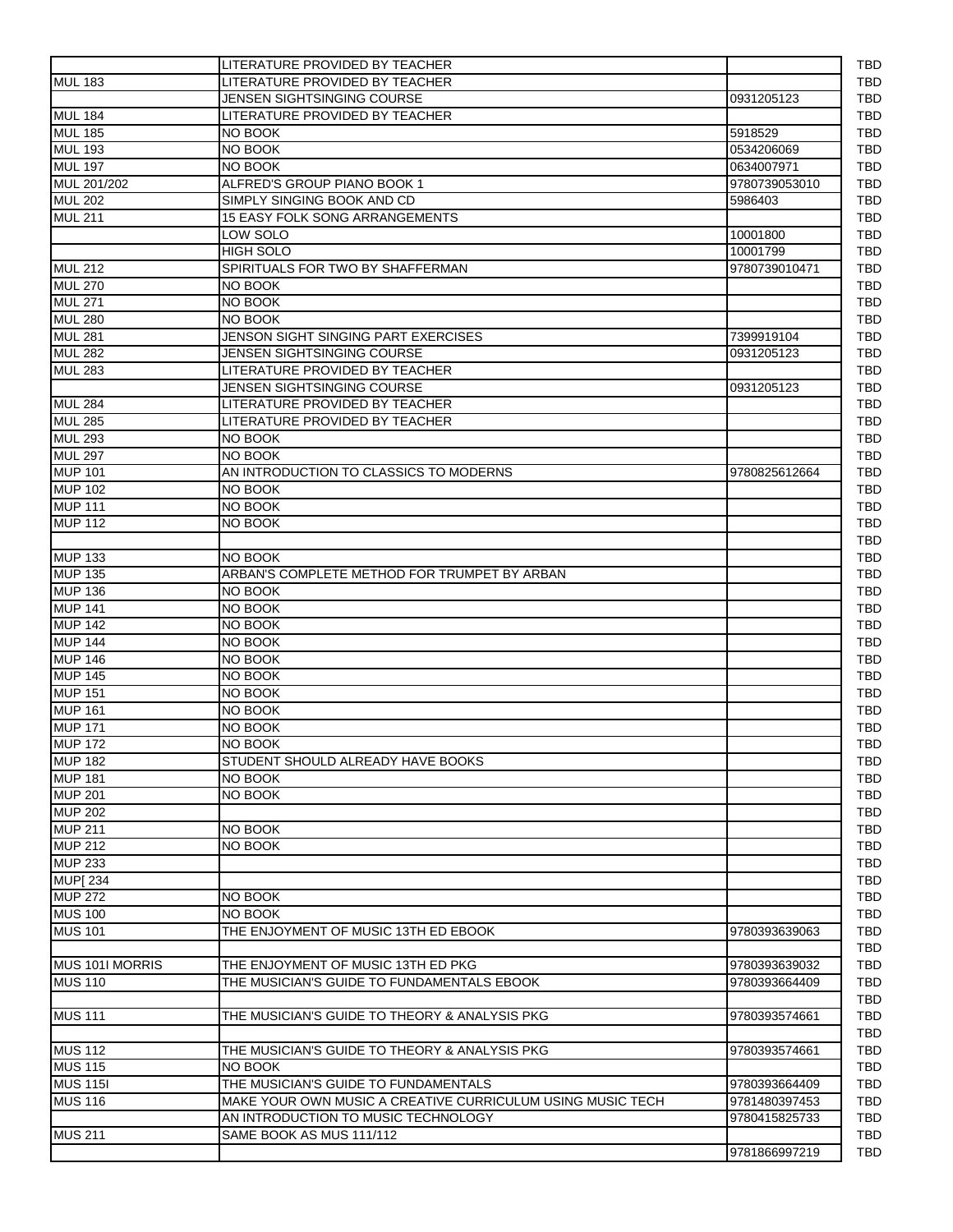| | | | |
|---|---|---|---|
| | LITERATURE PROVIDED BY TEACHER | | TBD |
| MUL 183 | LITERATURE PROVIDED BY TEACHER | | TBD |
| | JENSEN SIGHTSINGING COURSE | 0931205123 | TBD |
| MUL 184 | LITERATURE PROVIDED BY TEACHER | | TBD |
| MUL 185 | NO BOOK | 5918529 | TBD |
| MUL 193 | NO BOOK | 0534206069 | TBD |
| MUL 197 | NO BOOK | 0634007971 | TBD |
| MUL 201/202 | ALFRED'S GROUP PIANO BOOK 1 | 9780739053010 | TBD |
| MUL 202 | SIMPLY SINGING BOOK AND CD | 5986403 | TBD |
| MUL 211 | 15 EASY FOLK SONG ARRANGEMENTS | | TBD |
| | LOW SOLO | 10001800 | TBD |
| | HIGH SOLO | 10001799 | TBD |
| MUL 212 | SPIRITUALS FOR TWO BY SHAFFERMAN | 9780739010471 | TBD |
| MUL 270 | NO BOOK | | TBD |
| MUL 271 | NO BOOK | | TBD |
| MUL 280 | NO BOOK | | TBD |
| MUL 281 | JENSON SIGHT SINGING PART EXERCISES | 7399919104 | TBD |
| MUL 282 | JENSEN SIGHTSINGING COURSE | 0931205123 | TBD |
| MUL 283 | LITERATURE PROVIDED BY TEACHER | | TBD |
| | JENSEN SIGHTSINGING COURSE | 0931205123 | TBD |
| MUL 284 | LITERATURE PROVIDED BY TEACHER | | TBD |
| MUL 285 | LITERATURE PROVIDED BY TEACHER | | TBD |
| MUL 293 | NO BOOK | | TBD |
| MUL 297 | NO BOOK | | TBD |
| MUP 101 | AN INTRODUCTION TO CLASSICS TO MODERNS | 9780825612664 | TBD |
| MUP 102 | NO BOOK | | TBD |
| MUP 111 | NO BOOK | | TBD |
| MUP 112 | NO BOOK | | TBD |
| | | | TBD |
| MUP 133 | NO BOOK | | TBD |
| MUP 135 | ARBAN'S COMPLETE METHOD FOR TRUMPET BY ARBAN | | TBD |
| MUP 136 | NO BOOK | | TBD |
| MUP 141 | NO BOOK | | TBD |
| MUP 142 | NO BOOK | | TBD |
| MUP 144 | NO BOOK | | TBD |
| MUP 146 | NO BOOK | | TBD |
| MUP 145 | NO BOOK | | TBD |
| MUP 151 | NO BOOK | | TBD |
| MUP 161 | NO BOOK | | TBD |
| MUP 171 | NO BOOK | | TBD |
| MUP 172 | NO BOOK | | TBD |
| MUP 182 | STUDENT SHOULD ALREADY HAVE BOOKS | | TBD |
| MUP 181 | NO BOOK | | TBD |
| MUP 201 | NO BOOK | | TBD |
| MUP 202 | | | TBD |
| MUP 211 | NO BOOK | | TBD |
| MUP 212 | NO BOOK | | TBD |
| MUP 233 | | | TBD |
| MUP[ 234 | | | TBD |
| MUP 272 | NO BOOK | | TBD |
| MUS 100 | NO BOOK | | TBD |
| MUS 101 | THE ENJOYMENT OF MUSIC 13TH ED EBOOK | 9780393639063 | TBD |
| | | | TBD |
| MUS 101I MORRIS | THE ENJOYMENT OF MUSIC 13TH ED PKG | 9780393639032 | TBD |
| MUS 110 | THE MUSICIAN'S GUIDE TO FUNDAMENTALS EBOOK | 9780393664409 | TBD |
| | | | TBD |
| MUS 111 | THE MUSICIAN'S GUIDE TO THEORY & ANALYSIS PKG | 9780393574661 | TBD |
| | | | TBD |
| MUS 112 | THE MUSICIAN'S GUIDE TO THEORY & ANALYSIS PKG | 9780393574661 | TBD |
| MUS 115 | NO BOOK | | TBD |
| MUS 115I | THE MUSICIAN'S GUIDE TO FUNDAMENTALS | 9780393664409 | TBD |
| MUS 116 | MAKE YOUR OWN MUSIC A CREATIVE CURRICULUM USING MUSIC TECH | 9781480397453 | TBD |
| | AN INTRODUCTION TO MUSIC TECHNOLOGY | 9780415825733 | TBD |
| MUS 211 | SAME BOOK AS MUS 111/112 | | TBD |
| | | 9781866997219 | TBD |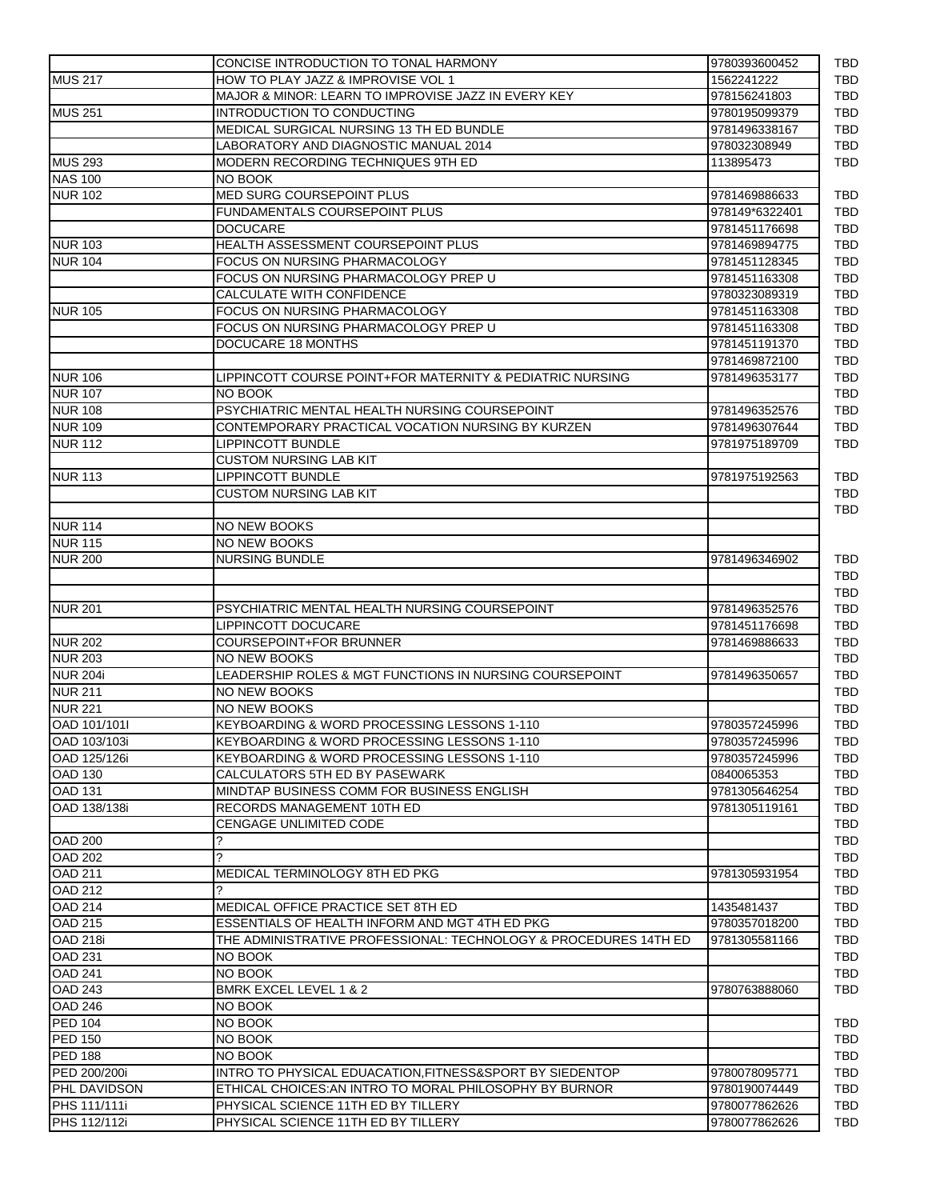| | | | |
|---|---|---|---|
| | CONCISE INTRODUCTION TO TONAL HARMONY | 9780393600452 | TBD |
| MUS 217 | HOW TO PLAY JAZZ & IMPROVISE VOL 1 | 1562241222 | TBD |
| | MAJOR & MINOR: LEARN TO IMPROVISE JAZZ IN EVERY KEY | 978156241803 | TBD |
| MUS 251 | INTRODUCTION TO CONDUCTING | 9780195099379 | TBD |
| | MEDICAL SURGICAL NURSING 13 TH ED BUNDLE | 9781496338167 | TBD |
| | LABORATORY AND DIAGNOSTIC MANUAL 2014 | 978032308949 | TBD |
| MUS 293 | MODERN RECORDING TECHNIQUES 9TH ED | 113895473 | TBD |
| NAS 100 | NO BOOK | | |
| NUR 102 | MED SURG COURSEPOINT PLUS | 9781469886633 | TBD |
| | FUNDAMENTALS COURSEPOINT PLUS | 978149*6322401 | TBD |
| | DOCUCARE | 9781451176698 | TBD |
| NUR 103 | HEALTH ASSESSMENT COURSEPOINT PLUS | 9781469894775 | TBD |
| NUR 104 | FOCUS ON NURSING PHARMACOLOGY | 9781451128345 | TBD |
| | FOCUS ON NURSING PHARMACOLOGY PREP U | 9781451163308 | TBD |
| | CALCULATE WITH CONFIDENCE | 9780323089319 | TBD |
| NUR 105 | FOCUS ON NURSING PHARMACOLOGY | 9781451163308 | TBD |
| | FOCUS ON NURSING PHARMACOLOGY PREP U | 9781451163308 | TBD |
| | DOCUCARE 18 MONTHS | 9781451191370 | TBD |
| | | 9781469872100 | TBD |
| NUR 106 | LIPPINCOTT COURSE POINT+FOR MATERNITY & PEDIATRIC NURSING | 9781496353177 | TBD |
| NUR 107 | NO BOOK | | TBD |
| NUR 108 | PSYCHIATRIC MENTAL HEALTH NURSING COURSEPOINT | 9781496352576 | TBD |
| NUR 109 | CONTEMPORARY PRACTICAL VOCATION NURSING BY KURZEN | 9781496307644 | TBD |
| NUR 112 | LIPPINCOTT BUNDLE | 9781975189709 | TBD |
| | CUSTOM NURSING LAB KIT | | |
| NUR 113 | LIPPINCOTT BUNDLE | 9781975192563 | TBD |
| | CUSTOM NURSING LAB KIT | | TBD |
| | | | TBD |
| NUR 114 | NO NEW BOOKS | | |
| NUR 115 | NO NEW BOOKS | | |
| NUR 200 | NURSING BUNDLE | 9781496346902 | TBD |
| | | | TBD |
| | | | TBD |
| NUR 201 | PSYCHIATRIC MENTAL HEALTH NURSING COURSEPOINT | 9781496352576 | TBD |
| | LIPPINCOTT DOCUCARE | 9781451176698 | TBD |
| NUR 202 | COURSEPOINT+FOR BRUNNER | 9781469886633 | TBD |
| NUR 203 | NO NEW BOOKS | | TBD |
| NUR 204i | LEADERSHIP ROLES & MGT FUNCTIONS IN NURSING COURSEPOINT | 9781496350657 | TBD |
| NUR 211 | NO NEW BOOKS | | TBD |
| NUR 221 | NO NEW BOOKS | | TBD |
| OAD 101/101I | KEYBOARDING & WORD PROCESSING LESSONS 1-110 | 9780357245996 | TBD |
| OAD 103/103i | KEYBOARDING & WORD PROCESSING LESSONS 1-110 | 9780357245996 | TBD |
| OAD 125/126i | KEYBOARDING & WORD PROCESSING LESSONS 1-110 | 9780357245996 | TBD |
| OAD 130 | CALCULATORS 5TH ED BY PASEWARK | 0840065353 | TBD |
| OAD 131 | MINDTAP BUSINESS COMM FOR BUSINESS ENGLISH | 9781305646254 | TBD |
| OAD 138/138i | RECORDS MANAGEMENT 10TH ED | 9781305119161 | TBD |
| | CENGAGE UNLIMITED CODE | | TBD |
| OAD 200 | ? | | TBD |
| OAD 202 | ? | | TBD |
| OAD 211 | MEDICAL TERMINOLOGY 8TH ED PKG | 9781305931954 | TBD |
| OAD 212 | ? | | TBD |
| OAD 214 | MEDICAL OFFICE PRACTICE SET 8TH ED | 1435481437 | TBD |
| OAD 215 | ESSENTIALS OF HEALTH INFORM AND MGT 4TH ED PKG | 9780357018200 | TBD |
| OAD 218i | THE ADMINISTRATIVE PROFESSIONAL: TECHNOLOGY & PROCEDURES 14TH ED | 9781305581166 | TBD |
| OAD 231 | NO BOOK | | TBD |
| OAD 241 | NO BOOK | | TBD |
| OAD 243 | BMRK EXCEL LEVEL 1 & 2 | 9780763888060 | TBD |
| OAD 246 | NO BOOK | | |
| PED 104 | NO BOOK | | TBD |
| PED 150 | NO BOOK | | TBD |
| PED 188 | NO BOOK | | TBD |
| PED 200/200i | INTRO TO PHYSICAL EDUACATION,FITNESS&SPORT BY SIEDENTOP | 9780078095771 | TBD |
| PHL DAVIDSON | ETHICAL CHOICES:AN INTRO TO MORAL PHILOSOPHY BY BURNOR | 9780190074449 | TBD |
| PHS 111/111i | PHYSICAL SCIENCE 11TH ED BY TILLERY | 9780077862626 | TBD |
| PHS 112/112i | PHYSICAL SCIENCE 11TH ED BY TILLERY | 9780077862626 | TBD |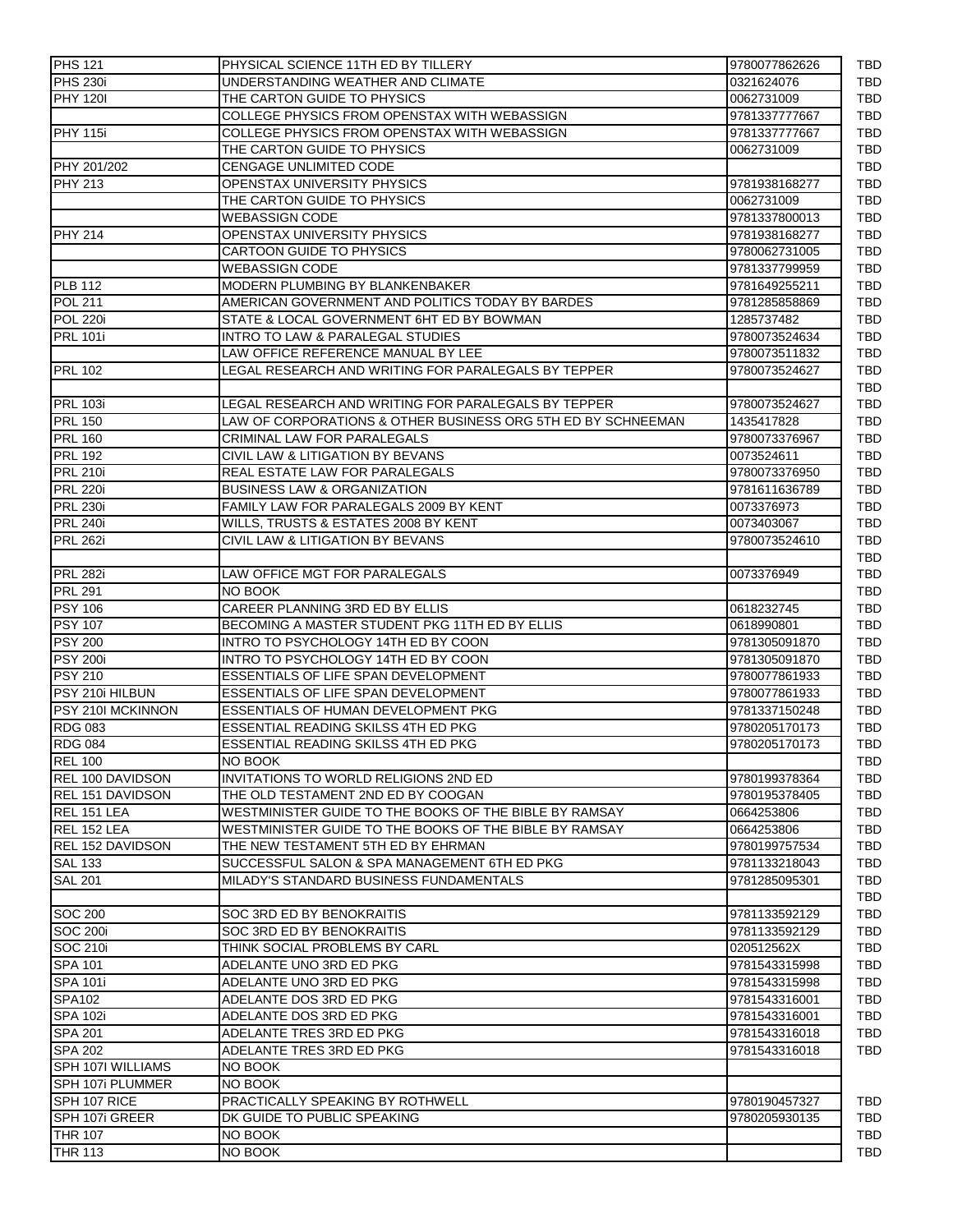| | | | |
|---|---|---|---|
| PHS 121 | PHYSICAL SCIENCE 11TH ED BY TILLERY | 9780077862626 | TBD |
| PHS 230i | UNDERSTANDING WEATHER AND CLIMATE | 0321624076 | TBD |
| PHY 120I | THE CARTON GUIDE TO PHYSICS | 0062731009 | TBD |
| | COLLEGE PHYSICS FROM OPENSTAX WITH WEBASSIGN | 9781337777667 | TBD |
| PHY 115i | COLLEGE PHYSICS FROM OPENSTAX WITH WEBASSIGN | 9781337777667 | TBD |
| | THE CARTON GUIDE TO PHYSICS | 0062731009 | TBD |
| PHY 201/202 | CENGAGE UNLIMITED CODE | | TBD |
| PHY 213 | OPENSTAX UNIVERSITY PHYSICS | 9781938168277 | TBD |
| | THE CARTON GUIDE TO PHYSICS | 0062731009 | TBD |
| | WEBASSIGN CODE | 9781337800013 | TBD |
| PHY 214 | OPENSTAX UNIVERSITY PHYSICS | 9781938168277 | TBD |
| | CARTOON GUIDE TO PHYSICS | 9780062731005 | TBD |
| | WEBASSIGN CODE | 9781337799959 | TBD |
| PLB 112 | MODERN PLUMBING BY BLANKENBAKER | 9781649255211 | TBD |
| POL 211 | AMERICAN GOVERNMENT AND POLITICS TODAY BY BARDES | 9781285858869 | TBD |
| POL 220i | STATE & LOCAL GOVERNMENT 6HT ED BY BOWMAN | 1285737482 | TBD |
| PRL 101i | INTRO TO LAW & PARALEGAL STUDIES | 9780073524634 | TBD |
| | LAW OFFICE REFERENCE MANUAL BY LEE | 9780073511832 | TBD |
| PRL 102 | LEGAL RESEARCH AND WRITING FOR PARALEGALS BY TEPPER | 9780073524627 | TBD |
| | | | TBD |
| PRL 103i | LEGAL RESEARCH AND WRITING FOR PARALEGALS BY TEPPER | 9780073524627 | TBD |
| PRL 150 | LAW OF CORPORATIONS & OTHER BUSINESS ORG 5TH ED BY SCHNEEMAN | 1435417828 | TBD |
| PRL 160 | CRIMINAL LAW FOR PARALEGALS | 9780073376967 | TBD |
| PRL 192 | CIVIL LAW & LITIGATION BY BEVANS | 0073524611 | TBD |
| PRL 210i | REAL ESTATE LAW FOR PARALEGALS | 9780073376950 | TBD |
| PRL 220i | BUSINESS LAW & ORGANIZATION | 9781611636789 | TBD |
| PRL 230i | FAMILY LAW FOR PARALEGALS 2009 BY KENT | 0073376973 | TBD |
| PRL 240i | WILLS, TRUSTS & ESTATES 2008 BY KENT | 0073403067 | TBD |
| PRL 262i | CIVIL LAW & LITIGATION BY BEVANS | 9780073524610 | TBD |
| | | | TBD |
| PRL 282i | LAW OFFICE MGT FOR PARALEGALS | 0073376949 | TBD |
| PRL 291 | NO BOOK | | TBD |
| PSY 106 | CAREER PLANNING 3RD ED BY ELLIS | 0618232745 | TBD |
| PSY 107 | BECOMING A MASTER STUDENT PKG 11TH ED BY ELLIS | 0618990801 | TBD |
| PSY 200 | INTRO TO PSYCHOLOGY 14TH ED BY COON | 9781305091870 | TBD |
| PSY 200i | INTRO TO PSYCHOLOGY 14TH ED BY COON | 9781305091870 | TBD |
| PSY 210 | ESSENTIALS OF LIFE SPAN DEVELOPMENT | 9780077861933 | TBD |
| PSY 210i HILBUN | ESSENTIALS OF LIFE SPAN DEVELOPMENT | 9780077861933 | TBD |
| PSY 210I MCKINNON | ESSENTIALS OF HUMAN DEVELOPMENT PKG | 9781337150248 | TBD |
| RDG 083 | ESSENTIAL READING SKILSS 4TH ED PKG | 9780205170173 | TBD |
| RDG 084 | ESSENTIAL READING SKILSS 4TH ED PKG | 9780205170173 | TBD |
| REL 100 | NO BOOK | | TBD |
| REL 100 DAVIDSON | INVITATIONS TO WORLD RELIGIONS 2ND ED | 9780199378364 | TBD |
| REL 151 DAVIDSON | THE OLD TESTAMENT 2ND ED BY COOGAN | 9780195378405 | TBD |
| REL 151 LEA | WESTMINISTER GUIDE TO THE BOOKS OF THE BIBLE BY RAMSAY | 0664253806 | TBD |
| REL 152 LEA | WESTMINISTER GUIDE TO THE BOOKS OF THE BIBLE BY RAMSAY | 0664253806 | TBD |
| REL 152 DAVIDSON | THE NEW TESTAMENT 5TH ED BY EHRMAN | 9780199757534 | TBD |
| SAL 133 | SUCCESSFUL SALON & SPA MANAGEMENT 6TH ED PKG | 9781133218043 | TBD |
| SAL 201 | MILADY'S STANDARD BUSINESS FUNDAMENTALS | 9781285095301 | TBD |
| | | | TBD |
| SOC 200 | SOC 3RD ED BY BENOKRAITIS | 9781133592129 | TBD |
| SOC 200i | SOC 3RD ED BY BENOKRAITIS | 9781133592129 | TBD |
| SOC 210i | THINK SOCIAL PROBLEMS BY CARL | 020512562X | TBD |
| SPA 101 | ADELANTE UNO 3RD ED PKG | 9781543315998 | TBD |
| SPA 101i | ADELANTE UNO 3RD ED PKG | 9781543315998 | TBD |
| SPA102 | ADELANTE DOS 3RD ED PKG | 9781543316001 | TBD |
| SPA 102i | ADELANTE DOS 3RD ED PKG | 9781543316001 | TBD |
| SPA 201 | ADELANTE TRES 3RD ED PKG | 9781543316018 | TBD |
| SPA 202 | ADELANTE TRES 3RD ED PKG | 9781543316018 | TBD |
| SPH 107I WILLIAMS | NO BOOK | | |
| SPH 107i PLUMMER | NO BOOK | | |
| SPH 107 RICE | PRACTICALLY SPEAKING BY ROTHWELL | 9780190457327 | TBD |
| SPH 107i GREER | DK GUIDE TO PUBLIC SPEAKING | 9780205930135 | TBD |
| THR 107 | NO BOOK | | TBD |
| THR 113 | NO BOOK | | TBD |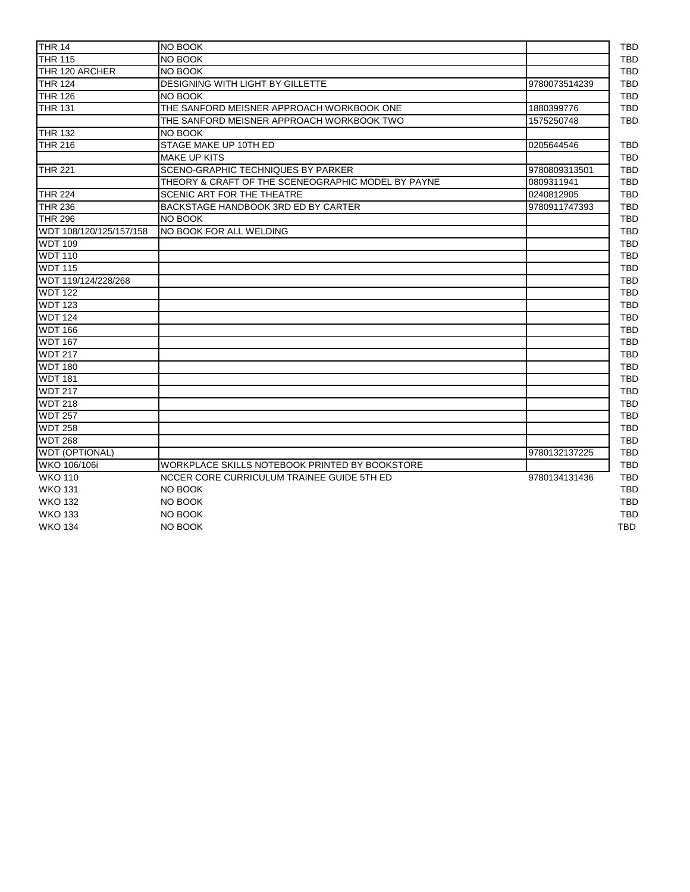| | | | |
|---|---|---|---|
| THR 14 | NO BOOK | | TBD |
| THR 115 | NO BOOK | | TBD |
| THR 120 ARCHER | NO BOOK | | TBD |
| THR 124 | DESIGNING WITH LIGHT BY GILLETTE | 9780073514239 | TBD |
| THR 126 | NO BOOK | | TBD |
| THR 131 | THE SANFORD MEISNER APPROACH WORKBOOK ONE | 1880399776 | TBD |
| | THE SANFORD MEISNER APPROACH WORKBOOK TWO | 1575250748 | TBD |
| THR 132 | NO BOOK | | |
| THR 216 | STAGE MAKE UP 10TH ED | 0205644546 | TBD |
| | MAKE UP KITS | | TBD |
| THR 221 | SCENO-GRAPHIC TECHNIQUES BY PARKER | 9780809313501 | TBD |
| | THEORY & CRAFT OF THE SCENEOGRAPHIC MODEL BY PAYNE | 0809311941 | TBD |
| THR 224 | SCENIC ART FOR THE THEATRE | 0240812905 | TBD |
| THR 236 | BACKSTAGE HANDBOOK 3RD ED BY CARTER | 9780911747393 | TBD |
| THR 296 | NO BOOK | | TBD |
| WDT 108/120/125/157/158 | NO BOOK FOR ALL WELDING | | TBD |
| WDT 109 | | | TBD |
| WDT 110 | | | TBD |
| WDT 115 | | | TBD |
| WDT 119/124/228/268 | | | TBD |
| WDT 122 | | | TBD |
| WDT 123 | | | TBD |
| WDT 124 | | | TBD |
| WDT 166 | | | TBD |
| WDT 167 | | | TBD |
| WDT 217 | | | TBD |
| WDT 180 | | | TBD |
| WDT 181 | | | TBD |
| WDT 217 | | | TBD |
| WDT 218 | | | TBD |
| WDT 257 | | | TBD |
| WDT 258 | | | TBD |
| WDT 268 | | | TBD |
| WDT (OPTIONAL) | | 9780132137225 | TBD |
| WKO 106/106i | WORKPLACE SKILLS NOTEBOOK PRINTED BY BOOKSTORE | | TBD |
| WKO 110 | NCCER CORE CURRICULUM TRAINEE GUIDE 5TH ED | 9780134131436 | TBD |
| WKO 131 | NO BOOK | | TBD |
| WKO 132 | NO BOOK | | TBD |
| WKO 133 | NO BOOK | | TBD |
| WKO 134 | NO BOOK | | TBD |